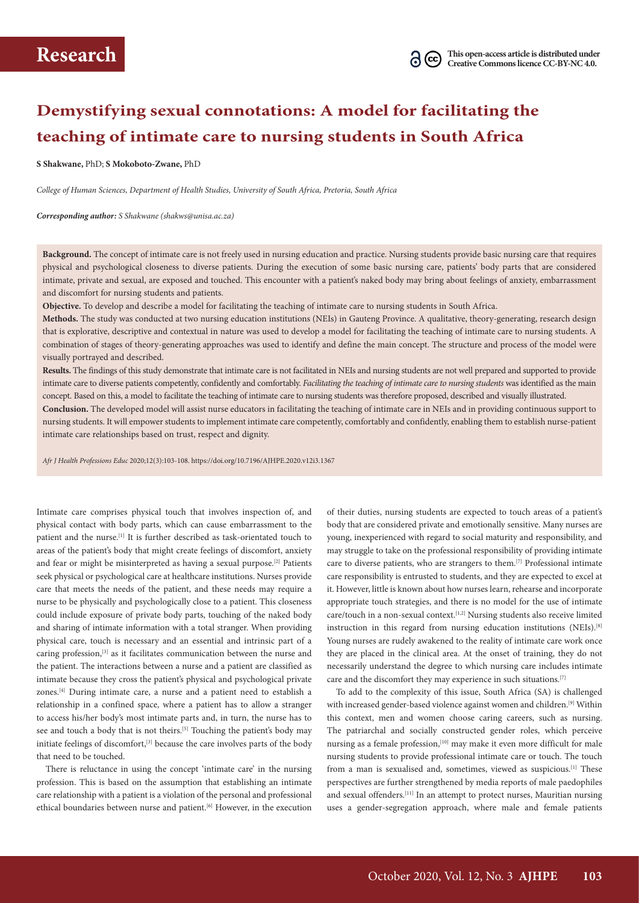# Research

This open-access article is distributed under Creative Commons licence CC-BY-NC 4.0.

# Demystifying sexual connotations: A model for facilitating the teaching of intimate care to nursing students in South Africa

**S Shakwane,** PhD; **S Mokoboto-Zwane,** PhD

*College of Human Sciences, Department of Health Studies, University of South Africa, Pretoria, South Africa*

***Corresponding author:*** *S Shakwane (shakws@unisa.ac.za)*

**Background.** The concept of intimate care is not freely used in nursing education and practice. Nursing students provide basic nursing care that requires physical and psychological closeness to diverse patients. During the execution of some basic nursing care, patients' body parts that are considered intimate, private and sexual, are exposed and touched. This encounter with a patient's naked body may bring about feelings of anxiety, embarrassment and discomfort for nursing students and patients.

**Objective.** To develop and describe a model for facilitating the teaching of intimate care to nursing students in South Africa.

**Methods.** The study was conducted at two nursing education institutions (NEIs) in Gauteng Province. A qualitative, theory-generating, research design that is explorative, descriptive and contextual in nature was used to develop a model for facilitating the teaching of intimate care to nursing students. A combination of stages of theory-generating approaches was used to identify and define the main concept. The structure and process of the model were visually portrayed and described.

**Results.** The findings of this study demonstrate that intimate care is not facilitated in NEIs and nursing students are not well prepared and supported to provide intimate care to diverse patients competently, confidently and comfortably. *Facilitating the teaching of intimate care to nursing students* was identified as the main concept. Based on this, a model to facilitate the teaching of intimate care to nursing students was therefore proposed, described and visually illustrated.

**Conclusion.** The developed model will assist nurse educators in facilitating the teaching of intimate care in NEIs and in providing continuous support to nursing students. It will empower students to implement intimate care competently, comfortably and confidently, enabling them to establish nurse-patient intimate care relationships based on trust, respect and dignity.

*Afr J Health Professions Educ* 2020;12(3):103-108. https://doi.org/10.7196/AJHPE.2020.v12i3.1367

Intimate care comprises physical touch that involves inspection of, and physical contact with body parts, which can cause embarrassment to the patient and the nurse.[1] It is further described as task-orientated touch to areas of the patient's body that might create feelings of discomfort, anxiety and fear or might be misinterpreted as having a sexual purpose.[2] Patients seek physical or psychological care at healthcare institutions. Nurses provide care that meets the needs of the patient, and these needs may require a nurse to be physically and psychologically close to a patient. This closeness could include exposure of private body parts, touching of the naked body and sharing of intimate information with a total stranger. When providing physical care, touch is necessary and an essential and intrinsic part of a caring profession,[3] as it facilitates communication between the nurse and the patient. The interactions between a nurse and a patient are classified as intimate because they cross the patient's physical and psychological private zones.[4] During intimate care, a nurse and a patient need to establish a relationship in a confined space, where a patient has to allow a stranger to access his/her body's most intimate parts and, in turn, the nurse has to see and touch a body that is not theirs.[5] Touching the patient's body may initiate feelings of discomfort,[3] because the care involves parts of the body that need to be touched.

There is reluctance in using the concept 'intimate care' in the nursing profession. This is based on the assumption that establishing an intimate care relationship with a patient is a violation of the personal and professional ethical boundaries between nurse and patient.[6] However, in the execution of their duties, nursing students are expected to touch areas of a patient's body that are considered private and emotionally sensitive. Many nurses are young, inexperienced with regard to social maturity and responsibility, and may struggle to take on the professional responsibility of providing intimate care to diverse patients, who are strangers to them.[7] Professional intimate care responsibility is entrusted to students, and they are expected to excel at it. However, little is known about how nurses learn, rehearse and incorporate appropriate touch strategies, and there is no model for the use of intimate care/touch in a non-sexual context.[1,2] Nursing students also receive limited instruction in this regard from nursing education institutions (NEIs).[8] Young nurses are rudely awakened to the reality of intimate care work once they are placed in the clinical area. At the onset of training, they do not necessarily understand the degree to which nursing care includes intimate care and the discomfort they may experience in such situations.[7]

To add to the complexity of this issue, South Africa (SA) is challenged with increased gender-based violence against women and children.[9] Within this context, men and women choose caring careers, such as nursing. The patriarchal and socially constructed gender roles, which perceive nursing as a female profession,[10] may make it even more difficult for male nursing students to provide professional intimate care or touch. The touch from a man is sexualised and, sometimes, viewed as suspicious.[1] These perspectives are further strengthened by media reports of male paedophiles and sexual offenders.[11] In an attempt to protect nurses, Mauritian nursing uses a gender-segregation approach, where male and female patients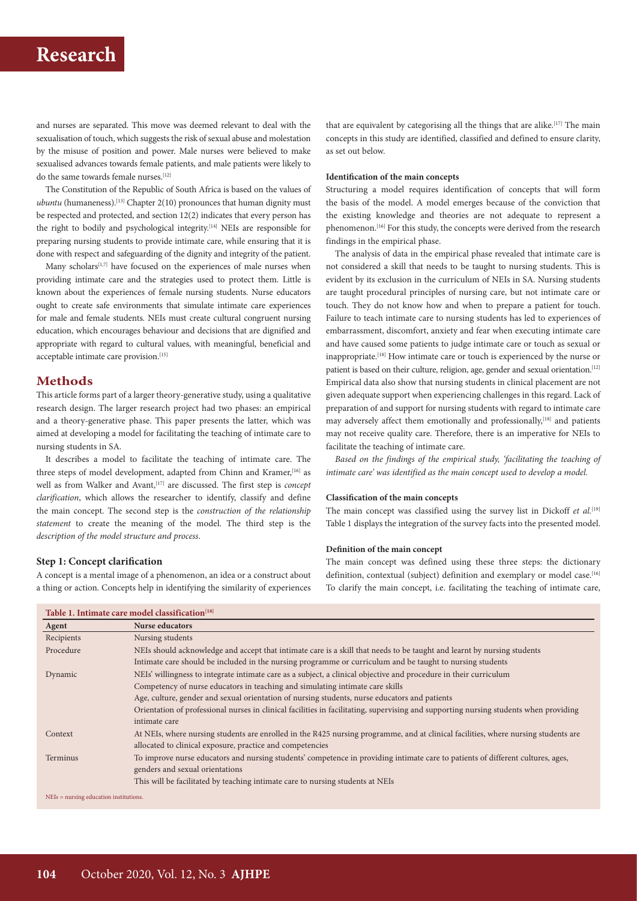and nurses are separated. This move was deemed relevant to deal with the sexualisation of touch, which suggests the risk of sexual abuse and molestation by the misuse of position and power. Male nurses were believed to make sexualised advances towards female patients, and male patients were likely to do the same towards female nurses.[12]

The Constitution of the Republic of South Africa is based on the values of *ubuntu* (humaneness).[13] Chapter 2(10) pronounces that human dignity must be respected and protected, and section 12(2) indicates that every person has the right to bodily and psychological integrity.[14] NEIs are responsible for preparing nursing students to provide intimate care, while ensuring that it is done with respect and safeguarding of the dignity and integrity of the patient.

Many scholars[1,7] have focused on the experiences of male nurses when providing intimate care and the strategies used to protect them. Little is known about the experiences of female nursing students. Nurse educators ought to create safe environments that simulate intimate care experiences for male and female students. NEIs must create cultural congruent nursing education, which encourages behaviour and decisions that are dignified and appropriate with regard to cultural values, with meaningful, beneficial and acceptable intimate care provision.[15]

## Methods

This article forms part of a larger theory-generative study, using a qualitative research design. The larger research project had two phases: an empirical and a theory-generative phase. This paper presents the latter, which was aimed at developing a model for facilitating the teaching of intimate care to nursing students in SA.

It describes a model to facilitate the teaching of intimate care. The three steps of model development, adapted from Chinn and Kramer,[16] as well as from Walker and Avant,[17] are discussed. The first step is *concept clarification*, which allows the researcher to identify, classify and define the main concept. The second step is the *construction of the relationship statement* to create the meaning of the model. The third step is the *description of the model structure and process*.

### Step 1: Concept clarification

A concept is a mental image of a phenomenon, an idea or a construct about a thing or action. Concepts help in identifying the similarity of experiences that are equivalent by categorising all the things that are alike.[17] The main concepts in this study are identified, classified and defined to ensure clarity, as set out below.

#### Identification of the main concepts

Structuring a model requires identification of concepts that will form the basis of the model. A model emerges because of the conviction that the existing knowledge and theories are not adequate to represent a phenomenon.[16] For this study, the concepts were derived from the research findings in the empirical phase.

The analysis of data in the empirical phase revealed that intimate care is not considered a skill that needs to be taught to nursing students. This is evident by its exclusion in the curriculum of NEIs in SA. Nursing students are taught procedural principles of nursing care, but not intimate care or touch. They do not know how and when to prepare a patient for touch. Failure to teach intimate care to nursing students has led to experiences of embarrassment, discomfort, anxiety and fear when executing intimate care and have caused some patients to judge intimate care or touch as sexual or inappropriate.[18] How intimate care or touch is experienced by the nurse or patient is based on their culture, religion, age, gender and sexual orientation.[12] Empirical data also show that nursing students in clinical placement are not given adequate support when experiencing challenges in this regard. Lack of preparation of and support for nursing students with regard to intimate care may adversely affect them emotionally and professionally,[18] and patients may not receive quality care. Therefore, there is an imperative for NEIs to facilitate the teaching of intimate care.

*Based on the findings of the empirical study, 'facilitating the teaching of intimate care' was identified as the main concept used to develop a model.*

#### Classification of the main concepts

The main concept was classified using the survey list in Dickoff *et al.*[19] Table 1 displays the integration of the survey facts into the presented model.

#### Definition of the main concept

The main concept was defined using these three steps: the dictionary definition, contextual (subject) definition and exemplary or model case.[16] To clarify the main concept, i.e. facilitating the teaching of intimate care,

**Table 1. Intimate care model classification[18]**

| Agent | Nurse educators |
|---|---|
| Recipients | Nursing students |
| Procedure | NEIs should acknowledge and accept that intimate care is a skill that needs to be taught and learnt by nursing students<br>Intimate care should be included in the nursing programme or curriculum and be taught to nursing students |
| Dynamic | NEIs' willingness to integrate intimate care as a subject, a clinical objective and procedure in their curriculum<br>Competency of nurse educators in teaching and simulating intimate care skills<br>Age, culture, gender and sexual orientation of nursing students, nurse educators and patients<br>Orientation of professional nurses in clinical facilities in facilitating, supervising and supporting nursing students when providing intimate care |
| Context | At NEIs, where nursing students are enrolled in the R425 nursing programme, and at clinical facilities, where nursing students are allocated to clinical exposure, practice and competencies |
| Terminus | To improve nurse educators and nursing students' competence in providing intimate care to patients of different cultures, ages, genders and sexual orientations<br>This will be facilitated by teaching intimate care to nursing students at NEIs |

NEIs = nursing education institutions.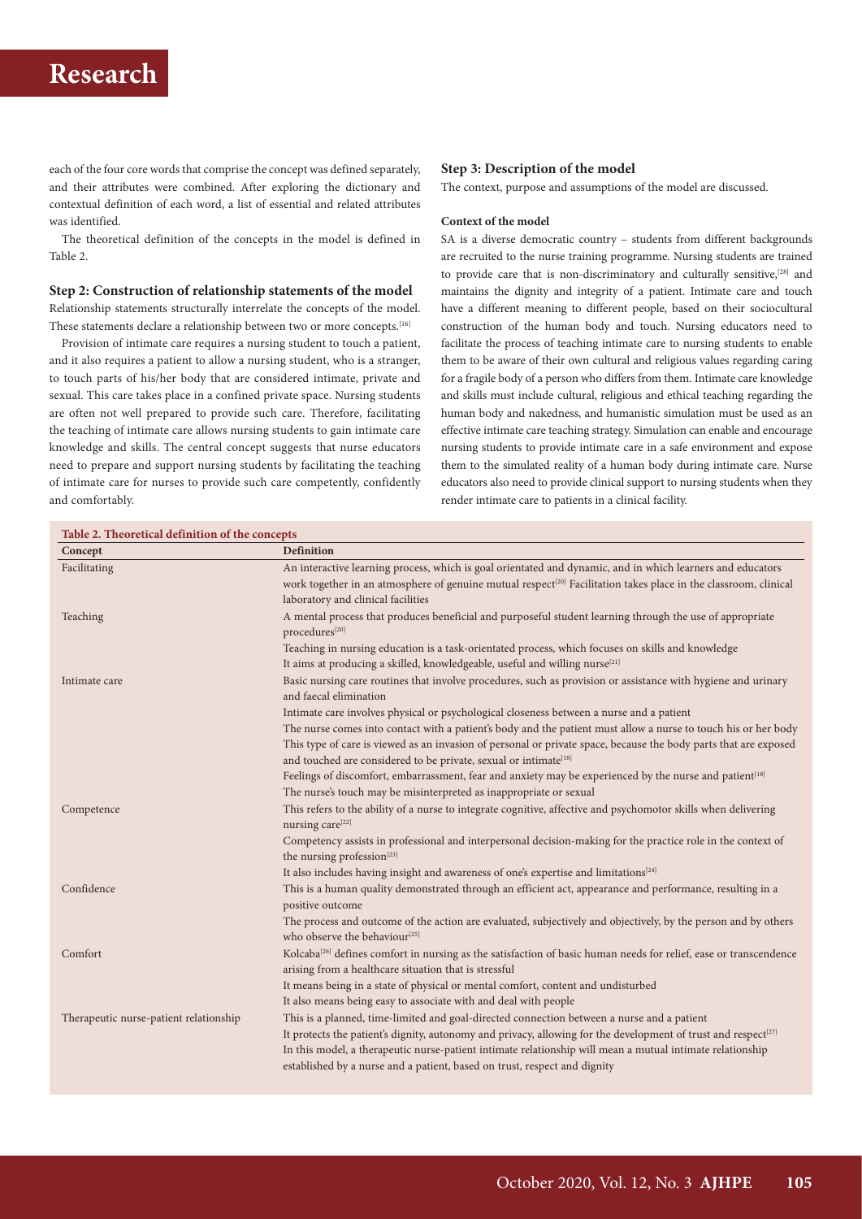each of the four core words that comprise the concept was defined separately, and their attributes were combined. After exploring the dictionary and contextual definition of each word, a list of essential and related attributes was identified.

The theoretical definition of the concepts in the model is defined in Table 2.

### Step 2: Construction of relationship statements of the model

Relationship statements structurally interrelate the concepts of the model. These statements declare a relationship between two or more concepts.[16]

Provision of intimate care requires a nursing student to touch a patient, and it also requires a patient to allow a nursing student, who is a stranger, to touch parts of his/her body that are considered intimate, private and sexual. This care takes place in a confined private space. Nursing students are often not well prepared to provide such care. Therefore, facilitating the teaching of intimate care allows nursing students to gain intimate care knowledge and skills. The central concept suggests that nurse educators need to prepare and support nursing students by facilitating the teaching of intimate care for nurses to provide such care competently, confidently and comfortably.

### Step 3: Description of the model

The context, purpose and assumptions of the model are discussed.

#### Context of the model

SA is a diverse democratic country – students from different backgrounds are recruited to the nurse training programme. Nursing students are trained to provide care that is non-discriminatory and culturally sensitive,[28] and maintains the dignity and integrity of a patient. Intimate care and touch have a different meaning to different people, based on their sociocultural construction of the human body and touch. Nursing educators need to facilitate the process of teaching intimate care to nursing students to enable them to be aware of their own cultural and religious values regarding caring for a fragile body of a person who differs from them. Intimate care knowledge and skills must include cultural, religious and ethical teaching regarding the human body and nakedness, and humanistic simulation must be used as an effective intimate care teaching strategy. Simulation can enable and encourage nursing students to provide intimate care in a safe environment and expose them to the simulated reality of a human body during intimate care. Nurse educators also need to provide clinical support to nursing students when they render intimate care to patients in a clinical facility.

**Table 2. Theoretical definition of the concepts**

| Concept | Definition |
|---|---|
| Facilitating | An interactive learning process, which is goal orientated and dynamic, and in which learners and educators work together in an atmosphere of genuine mutual respect[20] Facilitation takes place in the classroom, clinical laboratory and clinical facilities |
| Teaching | A mental process that produces beneficial and purposeful student learning through the use of appropriate procedures[20]<br>Teaching in nursing education is a task-orientated process, which focuses on skills and knowledge<br>It aims at producing a skilled, knowledgeable, useful and willing nurse[21] |
| Intimate care | Basic nursing care routines that involve procedures, such as provision or assistance with hygiene and urinary and faecal elimination<br>Intimate care involves physical or psychological closeness between a nurse and a patient<br>The nurse comes into contact with a patient's body and the patient must allow a nurse to touch his or her body<br>This type of care is viewed as an invasion of personal or private space, because the body parts that are exposed and touched are considered to be private, sexual or intimate[18]<br>Feelings of discomfort, embarrassment, fear and anxiety may be experienced by the nurse and patient[18]<br>The nurse's touch may be misinterpreted as inappropriate or sexual |
| Competence | This refers to the ability of a nurse to integrate cognitive, affective and psychomotor skills when delivering nursing care[22]<br>Competency assists in professional and interpersonal decision-making for the practice role in the context of the nursing profession[23]<br>It also includes having insight and awareness of one's expertise and limitations[24] |
| Confidence | This is a human quality demonstrated through an efficient act, appearance and performance, resulting in a positive outcome<br>The process and outcome of the action are evaluated, subjectively and objectively, by the person and by others who observe the behaviour[25] |
| Comfort | Kolcaba[26] defines comfort in nursing as the satisfaction of basic human needs for relief, ease or transcendence arising from a healthcare situation that is stressful<br>It means being in a state of physical or mental comfort, content and undisturbed<br>It also means being easy to associate with and deal with people |
| Therapeutic nurse-patient relationship | This is a planned, time-limited and goal-directed connection between a nurse and a patient<br>It protects the patient's dignity, autonomy and privacy, allowing for the development of trust and respect[27]<br>In this model, a therapeutic nurse-patient intimate relationship will mean a mutual intimate relationship established by a nurse and a patient, based on trust, respect and dignity |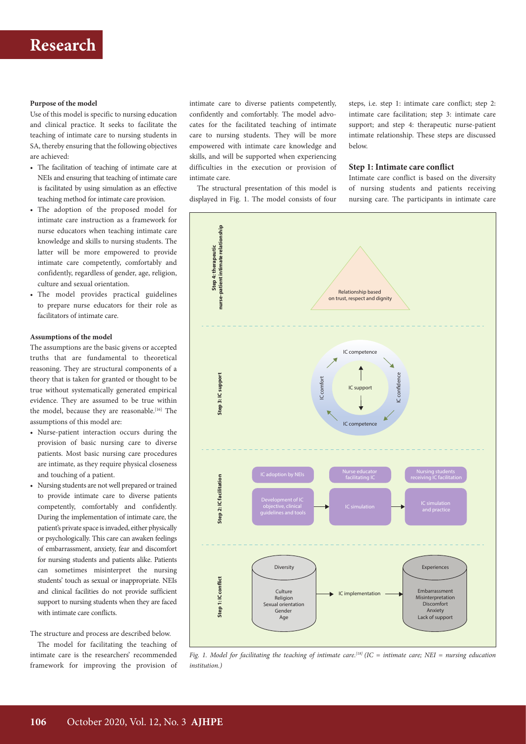**Purpose of the model**

Use of this model is specific to nursing education and clinical practice. It seeks to facilitate the teaching of intimate care to nursing students in SA, thereby ensuring that the following objectives are achieved:

- The facilitation of teaching of intimate care at NEIs and ensuring that teaching of intimate care is facilitated by using simulation as an effective teaching method for intimate care provision.
- The adoption of the proposed model for intimate care instruction as a framework for nurse educators when teaching intimate care knowledge and skills to nursing students. The latter will be more empowered to provide intimate care competently, comfortably and confidently, regardless of gender, age, religion, culture and sexual orientation.
- The model provides practical guidelines to prepare nurse educators for their role as facilitators of intimate care.

**Assumptions of the model**

The assumptions are the basic givens or accepted truths that are fundamental to theoretical reasoning. They are structural components of a theory that is taken for granted or thought to be true without systematically generated empirical evidence. They are assumed to be true within the model, because they are reasonable.[16] The assumptions of this model are:

- Nurse-patient interaction occurs during the provision of basic nursing care to diverse patients. Most basic nursing care procedures are intimate, as they require physical closeness and touching of a patient.
- Nursing students are not well prepared or trained to provide intimate care to diverse patients competently, comfortably and confidently. During the implementation of intimate care, the patient's private space is invaded, either physically or psychologically. This care can awaken feelings of embarrassment, anxiety, fear and discomfort for nursing students and patients alike. Patients can sometimes misinterpret the nursing students' touch as sexual or inappropriate. NEIs and clinical facilities do not provide sufficient support to nursing students when they are faced with intimate care conflicts.

The structure and process are described below.

The model for facilitating the teaching of intimate care is the researchers' recommended framework for improving the provision of intimate care to diverse patients competently, confidently and comfortably. The model advocates for the facilitated teaching of intimate care to nursing students. They will be more empowered with intimate care knowledge and skills, and will be supported when experiencing difficulties in the execution or provision of intimate care.

The structural presentation of this model is displayed in Fig. 1. The model consists of four steps, i.e. step 1: intimate care conflict; step 2: intimate care facilitation; step 3: intimate care support; and step 4: therapeutic nurse-patient intimate relationship. These steps are discussed below.

### Step 1: Intimate care conflict

Intimate care conflict is based on the diversity of nursing students and patients receiving nursing care. The participants in intimate care

Step 4: therapeutic nurse-patient intimate relationship

Relationship based on trust, respect and dignity

Step 3: IC support

IC competence
IC comfort
IC support
IC confidence
IC competence

Step 2: IC facilitation

IC adoption by NEIs | Nurse educator facilitating IC | Nursing students receiving IC facilitation

Development of IC objective, clinical guidelines and tools → IC simulation → IC simulation and practice

Step 1: IC conflict

Diversity: Culture, Religion, Sexual orientation, Gender, Age → IC implementation → Experiences: Embarrassment, Misinterpretation, Discomfort, Anxiety, Lack of support

*Fig. 1. Model for facilitating the teaching of intimate care.[18] (IC = intimate care; NEI = nursing education institution.)*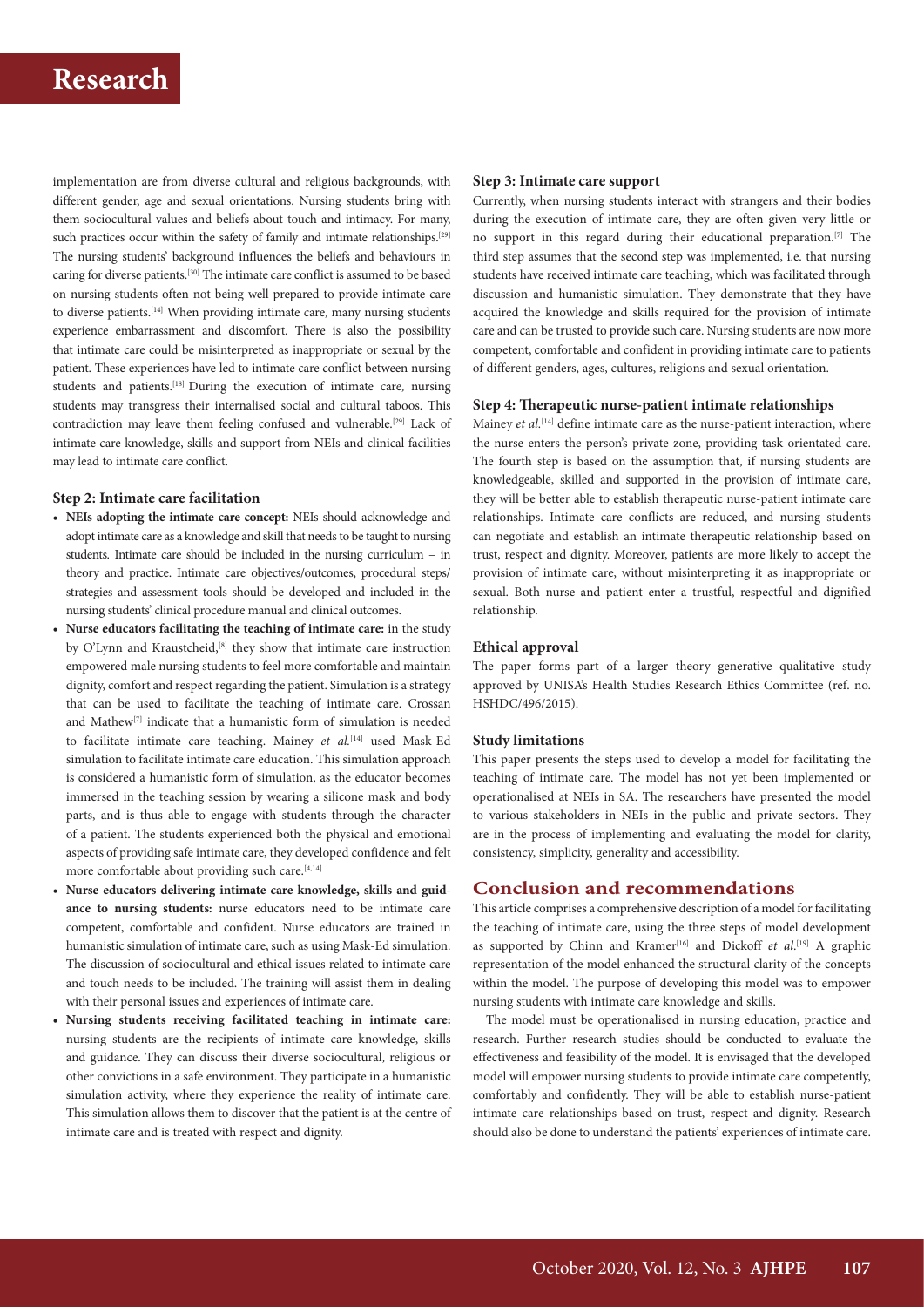implementation are from diverse cultural and religious backgrounds, with different gender, age and sexual orientations. Nursing students bring with them sociocultural values and beliefs about touch and intimacy. For many, such practices occur within the safety of family and intimate relationships.[29] The nursing students' background influences the beliefs and behaviours in caring for diverse patients.[30] The intimate care conflict is assumed to be based on nursing students often not being well prepared to provide intimate care to diverse patients.[14] When providing intimate care, many nursing students experience embarrassment and discomfort. There is also the possibility that intimate care could be misinterpreted as inappropriate or sexual by the patient. These experiences have led to intimate care conflict between nursing students and patients.[18] During the execution of intimate care, nursing students may transgress their internalised social and cultural taboos. This contradiction may leave them feeling confused and vulnerable.[29] Lack of intimate care knowledge, skills and support from NEIs and clinical facilities may lead to intimate care conflict.

#### Step 2: Intimate care facilitation

- **NEIs adopting the intimate care concept:** NEIs should acknowledge and adopt intimate care as a knowledge and skill that needs to be taught to nursing students. Intimate care should be included in the nursing curriculum – in theory and practice. Intimate care objectives/outcomes, procedural steps/strategies and assessment tools should be developed and included in the nursing students' clinical procedure manual and clinical outcomes.
- **Nurse educators facilitating the teaching of intimate care:** in the study by O'Lynn and Kraustcheid,[8] they show that intimate care instruction empowered male nursing students to feel more comfortable and maintain dignity, comfort and respect regarding the patient. Simulation is a strategy that can be used to facilitate the teaching of intimate care. Crossan and Mathew[7] indicate that a humanistic form of simulation is needed to facilitate intimate care teaching. Mainey *et al.*[14] used Mask-Ed simulation to facilitate intimate care education. This simulation approach is considered a humanistic form of simulation, as the educator becomes immersed in the teaching session by wearing a silicone mask and body parts, and is thus able to engage with students through the character of a patient. The students experienced both the physical and emotional aspects of providing safe intimate care, they developed confidence and felt more comfortable about providing such care.[4,14]
- **Nurse educators delivering intimate care knowledge, skills and guidance to nursing students:** nurse educators need to be intimate care competent, comfortable and confident. Nurse educators are trained in humanistic simulation of intimate care, such as using Mask-Ed simulation. The discussion of sociocultural and ethical issues related to intimate care and touch needs to be included. The training will assist them in dealing with their personal issues and experiences of intimate care.
- **Nursing students receiving facilitated teaching in intimate care:** nursing students are the recipients of intimate care knowledge, skills and guidance. They can discuss their diverse sociocultural, religious or other convictions in a safe environment. They participate in a humanistic simulation activity, where they experience the reality of intimate care. This simulation allows them to discover that the patient is at the centre of intimate care and is treated with respect and dignity.

#### Step 3: Intimate care support

Currently, when nursing students interact with strangers and their bodies during the execution of intimate care, they are often given very little or no support in this regard during their educational preparation.[7] The third step assumes that the second step was implemented, i.e. that nursing students have received intimate care teaching, which was facilitated through discussion and humanistic simulation. They demonstrate that they have acquired the knowledge and skills required for the provision of intimate care and can be trusted to provide such care. Nursing students are now more competent, comfortable and confident in providing intimate care to patients of different genders, ages, cultures, religions and sexual orientation.

#### Step 4: Therapeutic nurse-patient intimate relationships

Mainey *et al.*[14] define intimate care as the nurse-patient interaction, where the nurse enters the person's private zone, providing task-orientated care. The fourth step is based on the assumption that, if nursing students are knowledgeable, skilled and supported in the provision of intimate care, they will be better able to establish therapeutic nurse-patient intimate care relationships. Intimate care conflicts are reduced, and nursing students can negotiate and establish an intimate therapeutic relationship based on trust, respect and dignity. Moreover, patients are more likely to accept the provision of intimate care, without misinterpreting it as inappropriate or sexual. Both nurse and patient enter a trustful, respectful and dignified relationship.

#### Ethical approval

The paper forms part of a larger theory generative qualitative study approved by UNISA's Health Studies Research Ethics Committee (ref. no. HSHDC/496/2015).

#### Study limitations

This paper presents the steps used to develop a model for facilitating the teaching of intimate care. The model has not yet been implemented or operationalised at NEIs in SA. The researchers have presented the model to various stakeholders in NEIs in the public and private sectors. They are in the process of implementing and evaluating the model for clarity, consistency, simplicity, generality and accessibility.

## Conclusion and recommendations

This article comprises a comprehensive description of a model for facilitating the teaching of intimate care, using the three steps of model development as supported by Chinn and Kramer[16] and Dickoff *et al.*[19] A graphic representation of the model enhanced the structural clarity of the concepts within the model. The purpose of developing this model was to empower nursing students with intimate care knowledge and skills.

The model must be operationalised in nursing education, practice and research. Further research studies should be conducted to evaluate the effectiveness and feasibility of the model. It is envisaged that the developed model will empower nursing students to provide intimate care competently, comfortably and confidently. They will be able to establish nurse-patient intimate care relationships based on trust, respect and dignity. Research should also be done to understand the patients' experiences of intimate care.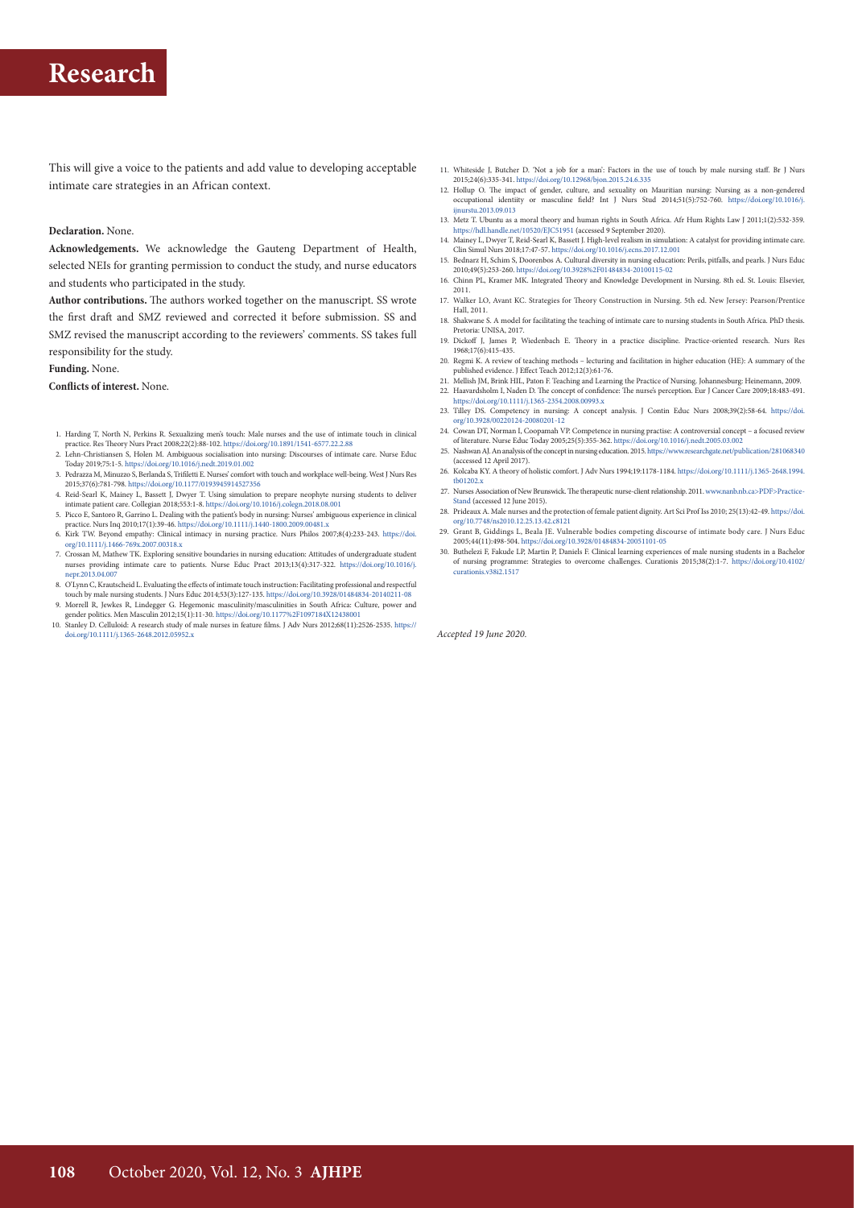This will give a voice to the patients and add value to developing acceptable intimate care strategies in an African context.

**Declaration.** None.

**Acknowledgements.** We acknowledge the Gauteng Department of Health, selected NEIs for granting permission to conduct the study, and nurse educators and students who participated in the study.

**Author contributions.** The authors worked together on the manuscript. SS wrote the first draft and SMZ reviewed and corrected it before submission. SS and SMZ revised the manuscript according to the reviewers' comments. SS takes full responsibility for the study.

**Funding.** None.

**Conflicts of interest.** None.

1. Harding T, North N, Perkins R. Sexualizing men's touch: Male nurses and the use of intimate touch in clinical practice. Res Theory Nurs Pract 2008;22(2):88-102. https://doi.org/10.1891/1541-6577.22.2.88
2. Lehn-Christiansen S, Holen M. Ambiguous socialisation into nursing: Discourses of intimate care. Nurse Educ Today 2019;75:1-5. https://doi.org/10.1016/j.nedt.2019.01.002
3. Pedrazza M, Minuzzo S, Berlanda S, Trifiletti E. Nurses' comfort with touch and workplace well-being. West J Nurs Res 2015;37(6):781-798. https://doi.org/10.1177/0193945914527356
4. Reid-Searl K, Mainey L, Bassett J, Dwyer T. Using simulation to prepare neophyte nursing students to deliver intimate patient care. Collegian 2018;553:1-8. https://doi.org/10.1016/j.colegn.2018.08.001
5. Picco E, Santoro R, Garrino L. Dealing with the patient's body in nursing: Nurses' ambiguous experience in clinical practice. Nurs Inq 2010;17(1):39-46. https://doi.org/10.1111/j.1440-1800.2009.00481.x
6. Kirk TW. Beyond empathy: Clinical intimacy in nursing practice. Nurs Philos 2007;8(4):233-243. https://doi.org/10.1111/j.1466-769x.2007.00318.x
7. Crossan M, Mathew TK. Exploring sensitive boundaries in nursing education: Attitudes of undergraduate student nurses providing intimate care to patients. Nurse Educ Pract 2013;13(4):317-322. https://doi.org/10.1016/j.nepr.2013.04.007
8. O'Lynn C, Krautscheid L. Evaluating the effects of intimate touch instruction: Facilitating professional and respectful touch by male nursing students. J Nurs Educ 2014;53(3):127-135. https://doi.org/10.3928/01484834-20140211-08
9. Morrell R, Jewkes R, Lindegger G. Hegemonic masculinity/masculinities in South Africa: Culture, power and gender politics. Men Masculin 2012;15(1):11-30. https://doi.org/10.1177%2F1097184X12438001
10. Stanley D. Celluloid: A research study of male nurses in feature films. J Adv Nurs 2012;68(11):2526-2535. https://doi.org/10.1111/j.1365-2648.2012.05952.x
11. Whiteside J, Butcher D. 'Not a job for a man': Factors in the use of touch by male nursing staff. Br J Nurs 2015;24(6):335-341. https://doi.org/10.12968/bjon.2015.24.6.335
12. Hollup O. The impact of gender, culture, and sexuality on Mauritian nursing: Nursing as a non-gendered occupational identity or masculine field? Int J Nurs Stud 2014;51(5):752-760. https://doi.org/10.1016/j.ijnurstu.2013.09.013
13. Metz T. Ubuntu as a moral theory and human rights in South Africa. Afr Hum Rights Law J 2011;1(2):532-359. https://hdl.handle.net/10520/EJC51951 (accessed 9 September 2020).
14. Mainey L, Dwyer T, Reid-Searl K, Bassett J. High-level realism in simulation: A catalyst for providing intimate care. Clin Simul Nurs 2018;17:47-57. https://doi.org/10.1016/j.ecns.2017.12.001
15. Bednarz H, Schim S, Doorenbos A. Cultural diversity in nursing education: Perils, pitfalls, and pearls. J Nurs Educ 2010;49(5):253-260. https://doi.org/10.3928%2F01484834-20100115-02
16. Chinn PL, Kramer MK. Integrated Theory and Knowledge Development in Nursing. 8th ed. St. Louis: Elsevier, 2011.
17. Walker LO, Avant KC. Strategies for Theory Construction in Nursing. 5th ed. New Jersey: Pearson/Prentice Hall, 2011.
18. Shakwane S. A model for facilitating the teaching of intimate care to nursing students in South Africa. PhD thesis. Pretoria: UNISA, 2017.
19. Dickoff J, James P, Wiedenbach E. Theory in a practice discipline. Practice-oriented research. Nurs Res 1968;17(6):415-435.
20. Regmi K. A review of teaching methods – lecturing and facilitation in higher education (HE): A summary of the published evidence. J Effect Teach 2012;12(3):61-76.
21. Mellish JM, Brink HIL, Paton F. Teaching and Learning the Practice of Nursing. Johannesburg: Heinemann, 2009.
22. Haavardsholm I, Naden D. The concept of confidence: The nurse's perception. Eur J Cancer Care 2009;18:483-491. https://doi.org/10.1111/j.1365-2354.2008.00993.x
23. Tilley DS. Competency in nursing: A concept analysis. J Contin Educ Nurs 2008;39(2):58-64. https://doi.org/10.3928/00220124-20080201-12
24. Cowan DT, Norman I, Coopamah VP. Competence in nursing practise: A controversial concept – a focused review of literature. Nurse Educ Today 2005;25(5):355-362. https://doi.org/10.1016/j.nedt.2005.03.002
25. Nashwan AJ. An analysis of the concept in nursing education. 2015. https://www.researchgate.net/publication/281068340 (accessed 12 April 2017).
26. Kolcaba KY. A theory of holistic comfort. J Adv Nurs 1994;19:1178-1184. https://doi.org/10.1111/j.1365-2648.1994.tb01202.x
27. Nurses Association of New Brunswick. The therapeutic nurse-client relationship. 2011. www.nanb.nb.ca>PDF>Practice-Stand (accessed 12 June 2015).
28. Prideaux A. Male nurses and the protection of female patient dignity. Art Sci Prof Iss 2010; 25(13):42-49. https://doi.org/10.7748/ns2010.12.25.13.42.c8121
29. Grant B, Giddings L, Beala JE. Vulnerable bodies competing discourse of intimate body care. J Nurs Educ 2005;44(11):498-504. https://doi.org/10.3928/01484834-20051101-05
30. Buthelezi F, Fakude LP, Martin P, Daniels F. Clinical learning experiences of male nursing students in a Bachelor of nursing programme: Strategies to overcome challenges. Curationis 2015;38(2):1-7. https://doi.org/10.4102/curationis.v38i2.1517

*Accepted 19 June 2020.*